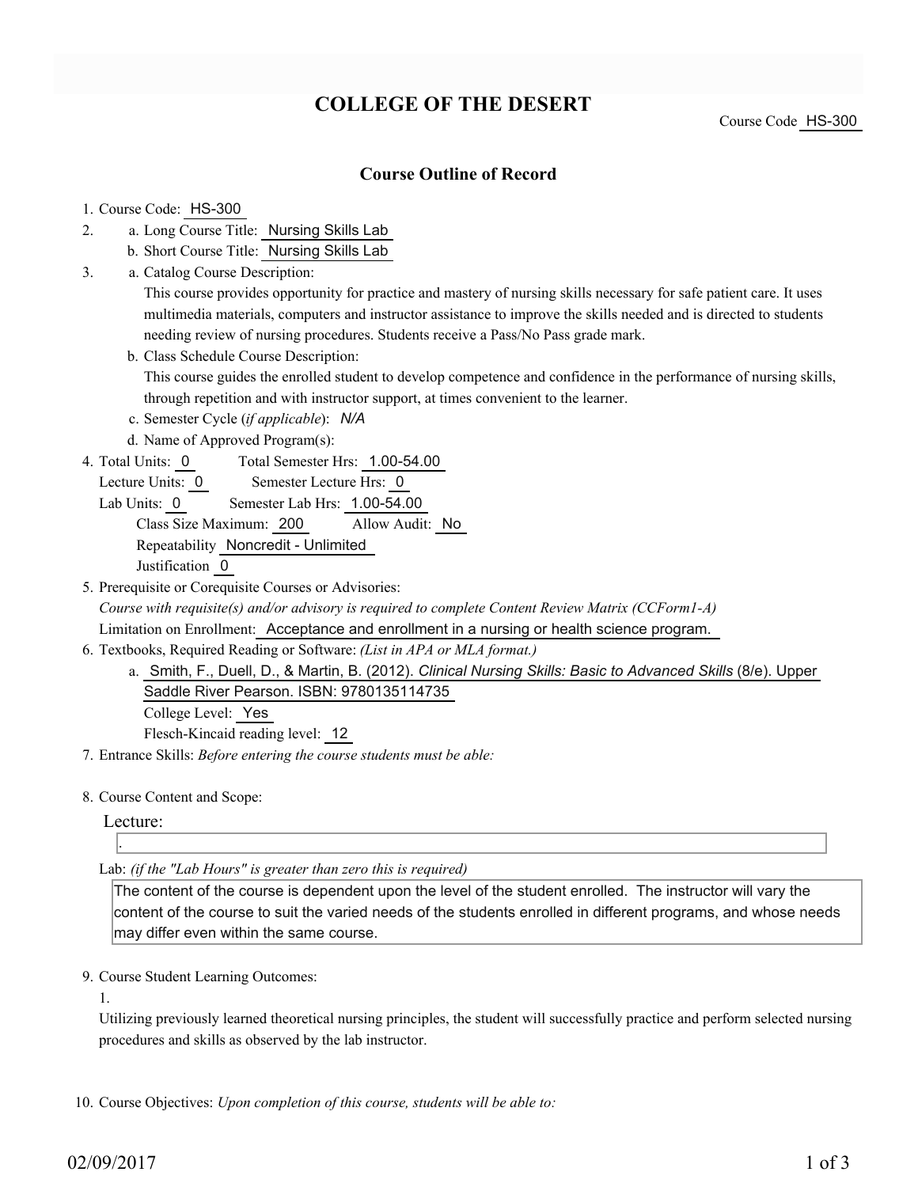# COLLEGE OF THE DESERT

Course Code HS-300

## Course Outline of Record

1. Course Code: HS-300
2. a. Long Course Title: Nursing Skills Lab
   b. Short Course Title: Nursing Skills Lab
3. a. Catalog Course Description:
   This course provides opportunity for practice and mastery of nursing skills necessary for safe patient care. It uses multimedia materials, computers and instructor assistance to improve the skills needed and is directed to students needing review of nursing procedures. Students receive a Pass/No Pass grade mark.
   b. Class Schedule Course Description:
   This course guides the enrolled student to develop competence and confidence in the performance of nursing skills, through repetition and with instructor support, at times convenient to the learner.
   c. Semester Cycle (*if applicable*): *N/A*
   d. Name of Approved Program(s):
4. Total Units: 0 Total Semester Hrs: 1.00-54.00
   Lecture Units: 0 Semester Lecture Hrs: 0
   Lab Units: 0 Semester Lab Hrs: 1.00-54.00
   Class Size Maximum: 200 Allow Audit: No
   Repeatability Noncredit - Unlimited
   Justification 0
5. Prerequisite or Corequisite Courses or Advisories:
   *Course with requisite(s) and/or advisory is required to complete Content Review Matrix (CCForm1-A)*
   Limitation on Enrollment: Acceptance and enrollment in a nursing or health science program.
6. Textbooks, Required Reading or Software: *(List in APA or MLA format.)*
   a. Smith, F., Duell, D., & Martin, B. (2012). *Clinical Nursing Skills: Basic to Advanced Skills* (8/e). Upper Saddle River Pearson. ISBN: 9780135114735
   College Level: Yes
   Flesch-Kincaid reading level: 12
7. Entrance Skills: *Before entering the course students must be able:*
8. Course Content and Scope:

   Lecture:

   .

   Lab: *(if the "Lab Hours" is greater than zero this is required)*

   The content of the course is dependent upon the level of the student enrolled. The instructor will vary the content of the course to suit the varied needs of the students enrolled in different programs, and whose needs may differ even within the same course.
9. Course Student Learning Outcomes:
   1.
   Utilizing previously learned theoretical nursing principles, the student will successfully practice and perform selected nursing procedures and skills as observed by the lab instructor.
10. Course Objectives: *Upon completion of this course, students will be able to:*

02/09/2017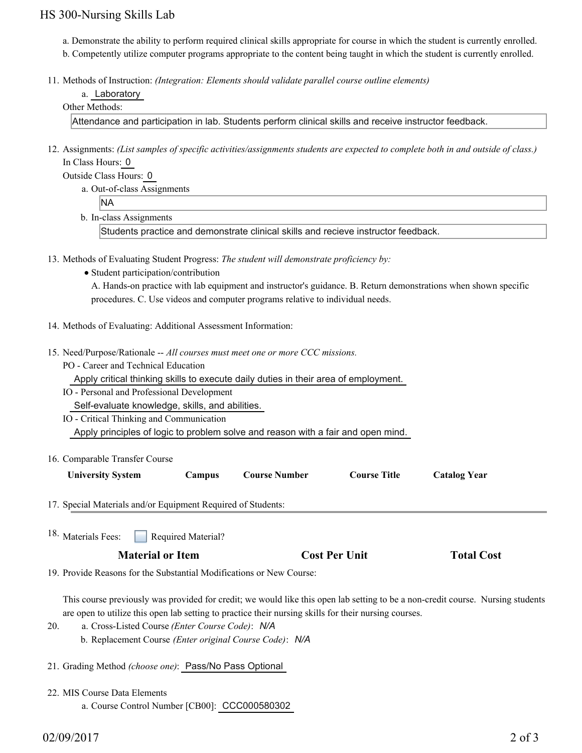a. Demonstrate the ability to perform required clinical skills appropriate for course in which the student is currently enrolled.
b. Competently utilize computer programs appropriate to the content being taught in which the student is currently enrolled.

11. Methods of Instruction: *(Integration: Elements should validate parallel course outline elements)*
    a. Laboratory

    Other Methods:

    Attendance and participation in lab. Students perform clinical skills and receive instructor feedback.

12. Assignments: *(List samples of specific activities/assignments students are expected to complete both in and outside of class.)*

    In Class Hours: 0

    Outside Class Hours: 0

    a. Out-of-class Assignments

    NA

    b. In-class Assignments

    Students practice and demonstrate clinical skills and recieve instructor feedback.

13. Methods of Evaluating Student Progress: *The student will demonstrate proficiency by:*
    - Student participation/contribution

      A. Hands-on practice with lab equipment and instructor's guidance. B. Return demonstrations when shown specific procedures. C. Use videos and computer programs relative to individual needs.

14. Methods of Evaluating: Additional Assessment Information:

15. Need/Purpose/Rationale -- *All courses must meet one or more CCC missions.*

    PO - Career and Technical Education

    Apply critical thinking skills to execute daily duties in their area of employment.

    IO - Personal and Professional Development

    Self-evaluate knowledge, skills, and abilities.

    IO - Critical Thinking and Communication

    Apply principles of logic to problem solve and reason with a fair and open mind.

16. Comparable Transfer Course

| University System | Campus | Course Number | Course Title | Catalog Year |
|---|---|---|---|---|

17. Special Materials and/or Equipment Required of Students:

18. Materials Fees: ☐ Required Material?

| Material or Item | Cost Per Unit | Total Cost |
|---|---|---|

19. Provide Reasons for the Substantial Modifications or New Course:

    This course previously was provided for credit; we would like this open lab setting to be a non-credit course. Nursing students are open to utilize this open lab setting to practice their nursing skills for their nursing courses.

20. a. Cross-Listed Course *(Enter Course Code)*: *N/A*
    b. Replacement Course *(Enter original Course Code)*: *N/A*

21. Grading Method *(choose one)*: Pass/No Pass Optional

22. MIS Course Data Elements
    a. Course Control Number [CB00]: CCC000580302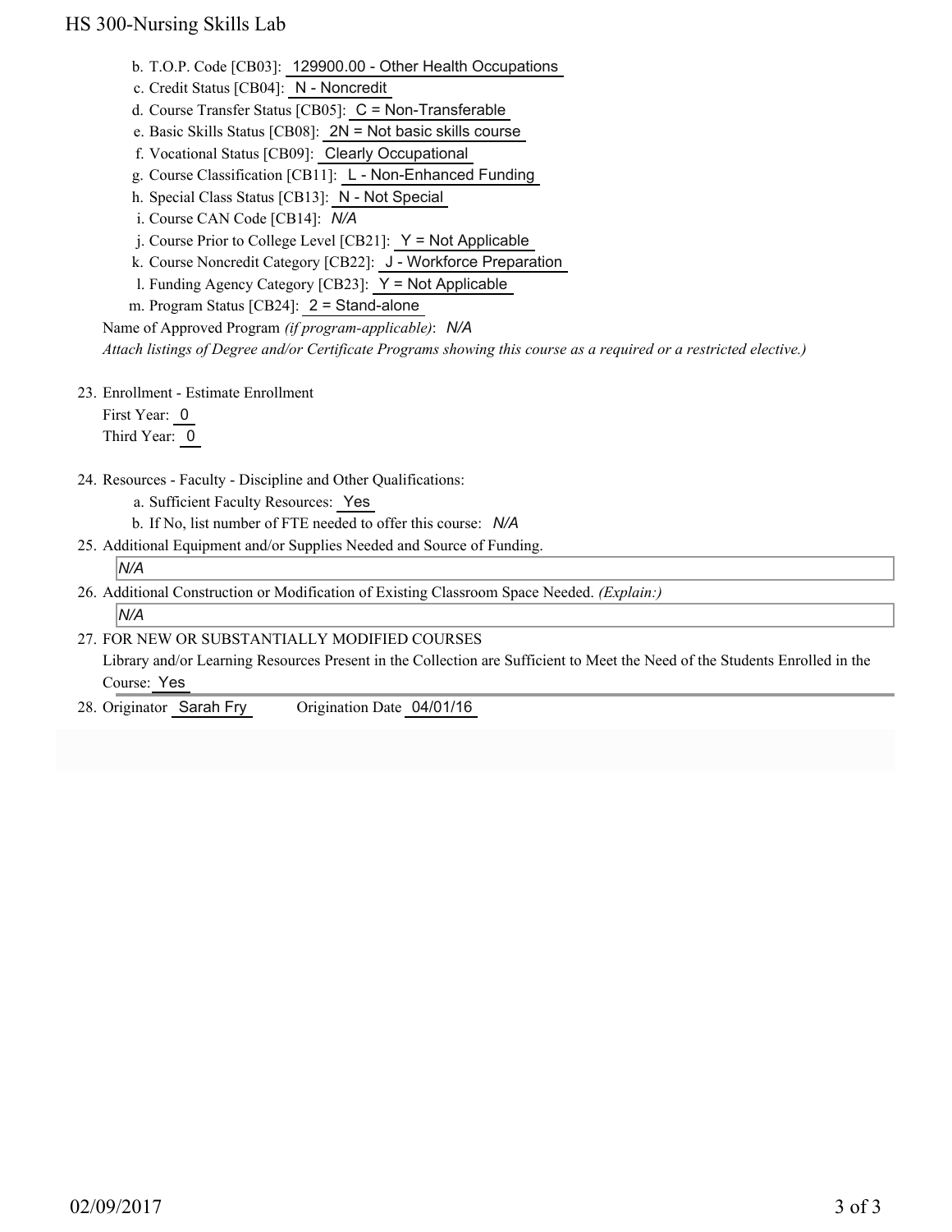b. T.O.P. Code [CB03]: 129900.00 - Other Health Occupations
c. Credit Status [CB04]: N - Noncredit
d. Course Transfer Status [CB05]: C = Non-Transferable
e. Basic Skills Status [CB08]: 2N = Not basic skills course
f. Vocational Status [CB09]: Clearly Occupational
g. Course Classification [CB11]: L - Non-Enhanced Funding
h. Special Class Status [CB13]: N - Not Special
i. Course CAN Code [CB14]: *N/A*
j. Course Prior to College Level [CB21]: Y = Not Applicable
k. Course Noncredit Category [CB22]: J - Workforce Preparation
l. Funding Agency Category [CB23]: Y = Not Applicable
m. Program Status [CB24]: 2 = Stand-alone

Name of Approved Program *(if program-applicable)*: *N/A*

*Attach listings of Degree and/or Certificate Programs showing this course as a required or a restricted elective.)*

23. Enrollment - Estimate Enrollment
    First Year: 0
    Third Year: 0
24. Resources - Faculty - Discipline and Other Qualifications:
    a. Sufficient Faculty Resources: Yes
    b. If No, list number of FTE needed to offer this course: *N/A*
25. Additional Equipment and/or Supplies Needed and Source of Funding.
    *N/A*
26. Additional Construction or Modification of Existing Classroom Space Needed. *(Explain:)*
    *N/A*
27. FOR NEW OR SUBSTANTIALLY MODIFIED COURSES
    Library and/or Learning Resources Present in the Collection are Sufficient to Meet the Need of the Students Enrolled in the Course: Yes
28. Originator Sarah Fry Origination Date 04/01/16